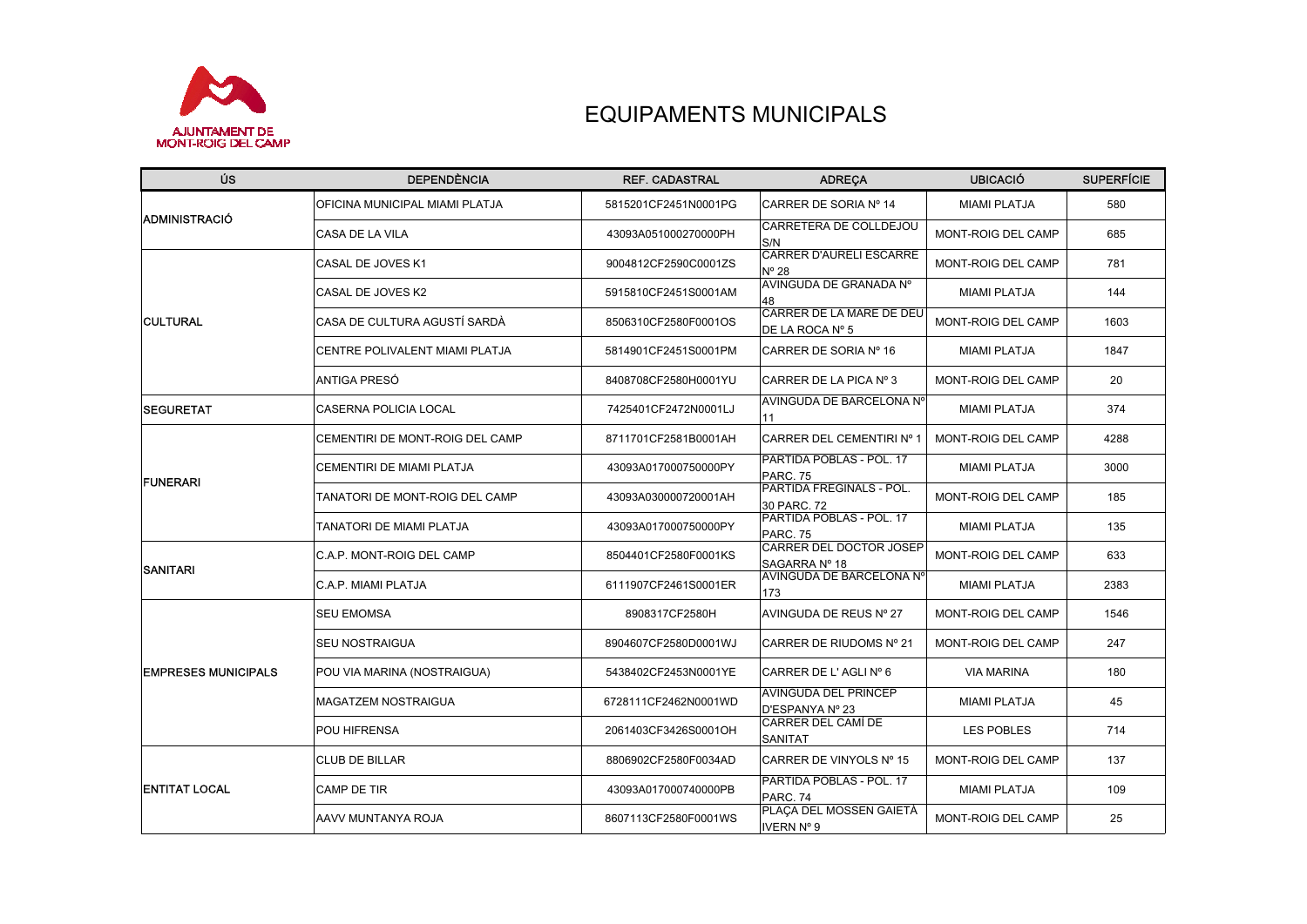AJUNTAMENT DE MONT-ROIG DEL CAMP

# EQUIPAMENTS MUNICIPALS

| ÚS | DEPENDÈNCIA | REF. CADASTRAL | ADREÇA | UBICACIÓ | SUPERFÍCIE |
|---|---|---|---|---|---|
| ADMINISTRACIÓ | OFICINA MUNICIPAL MIAMI PLATJA | 5815201CF2451N0001PG | CARRER DE SORIA Nº 14 | MIAMI PLATJA | 580 |
| | CASA DE LA VILA | 43093A051000270000PH | CARRETERA DE COLLDEJOU S/N | MONT-ROIG DEL CAMP | 685 |
| CULTURAL | CASAL DE JOVES K1 | 9004812CF2590C0001ZS | CARRER D'AURELI ESCARRE Nº 28 | MONT-ROIG DEL CAMP | 781 |
| | CASAL DE JOVES K2 | 5915810CF2451S0001AM | AVINGUDA DE GRANADA Nº 48 | MIAMI PLATJA | 144 |
| | CASA DE CULTURA AGUSTÍ SARDÀ | 8506310CF2580F0001OS | CARRER DE LA MARE DE DEU DE LA ROCA Nº 5 | MONT-ROIG DEL CAMP | 1603 |
| | CENTRE POLIVALENT MIAMI PLATJA | 5814901CF2451S0001PM | CARRER DE SORIA Nº 16 | MIAMI PLATJA | 1847 |
| | ANTIGA PRESÓ | 8408708CF2580H0001YU | CARRER DE LA PICA Nº 3 | MONT-ROIG DEL CAMP | 20 |
| SEGURETAT | CASERNA POLICIA LOCAL | 7425401CF2472N0001LJ | AVINGUDA DE BARCELONA Nº 11 | MIAMI PLATJA | 374 |
| FUNERARI | CEMENTIRI DE MONT-ROIG DEL CAMP | 8711701CF2581B0001AH | CARRER DEL CEMENTIRI Nº 1 | MONT-ROIG DEL CAMP | 4288 |
| | CEMENTIRI DE MIAMI PLATJA | 43093A017000750000PY | PARTIDA POBLAS - POL. 17 PARC. 75 | MIAMI PLATJA | 3000 |
| | TANATORI DE MONT-ROIG DEL CAMP | 43093A030000720001AH | PARTIDA FREGINALS - POL. 30 PARC. 72 | MONT-ROIG DEL CAMP | 185 |
| | TANATORI DE MIAMI PLATJA | 43093A017000750000PY | PARTIDA POBLAS - POL. 17 PARC. 75 | MIAMI PLATJA | 135 |
| SANITARI | C.A.P. MONT-ROIG DEL CAMP | 8504401CF2580F0001KS | CARRER DEL DOCTOR JOSEP SAGARRA Nº 18 | MONT-ROIG DEL CAMP | 633 |
| | C.A.P. MIAMI PLATJA | 6111907CF2461S0001ER | AVINGUDA DE BARCELONA Nº 173 | MIAMI PLATJA | 2383 |
| EMPRESES MUNICIPALS | SEU EMOMSA | 8908317CF2580H | AVINGUDA DE REUS Nº 27 | MONT-ROIG DEL CAMP | 1546 |
| | SEU NOSTRAIGUA | 8904607CF2580D0001WJ | CARRER DE RIUDOMS Nº 21 | MONT-ROIG DEL CAMP | 247 |
| | POU VIA MARINA (NOSTRAIGUA) | 5438402CF2453N0001YE | CARRER DE L' AGLI Nº 6 | VIA MARINA | 180 |
| | MAGATZEM NOSTRAIGUA | 6728111CF2462N0001WD | AVINGUDA DEL PRINCEP D'ESPANYA Nº 23 | MIAMI PLATJA | 45 |
| | POU HIFRENSA | 2061403CF3426S0001OH | CARRER DEL CAMÍ DE SANITAT | LES POBLES | 714 |
| ENTITAT LOCAL | CLUB DE BILLAR | 8806902CF2580F0034AD | CARRER DE VINYOLS Nº 15 | MONT-ROIG DEL CAMP | 137 |
| | CAMP DE TIR | 43093A017000740000PB | PARTIDA POBLAS - POL. 17 PARC. 74 | MIAMI PLATJA | 109 |
| | AAVV MUNTANYA ROJA | 8607113CF2580F0001WS | PLAÇA DEL MOSSEN GAIETÀ IVERN Nº 9 | MONT-ROIG DEL CAMP | 25 |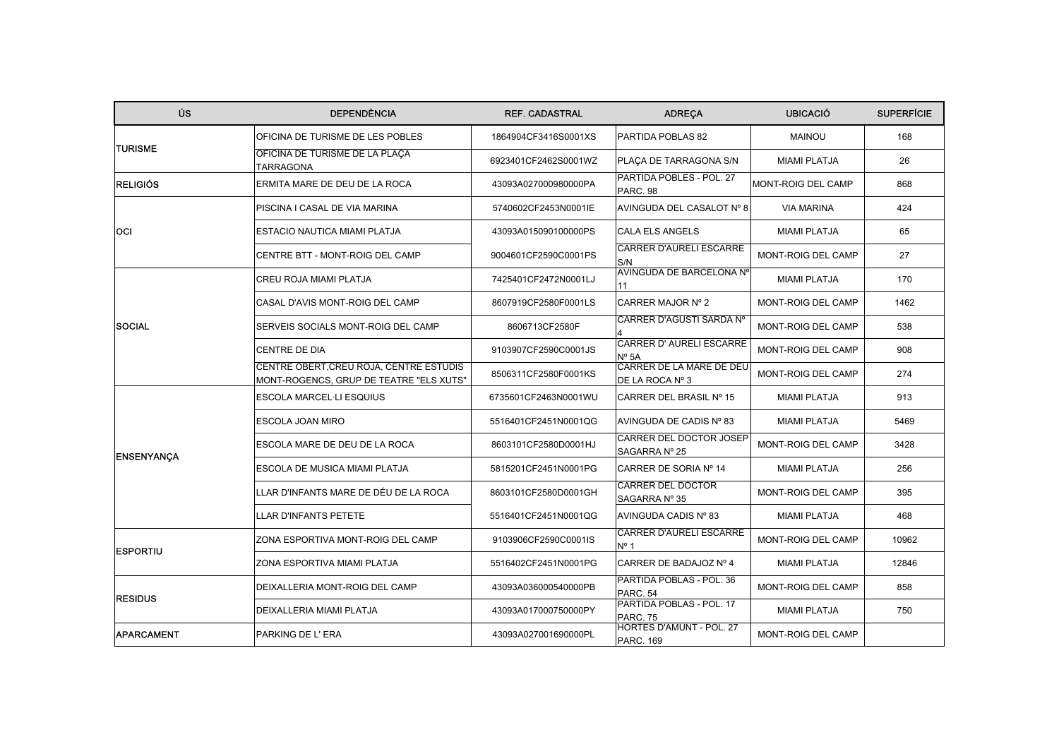| ÚS | DEPENDÈNCIA | REF. CADASTRAL | ADREÇA | UBICACIÓ | SUPERFÍCIE |
|---|---|---|---|---|---|
| TURISME | OFICINA DE TURISME DE LES POBLES | 1864904CF3416S0001XS | PARTIDA POBLAS 82 | MAINOU | 168 |
| | OFICINA DE TURISME DE LA PLAÇA TARRAGONA | 6923401CF2462S0001WZ | PLAÇA DE TARRAGONA S/N | MIAMI PLATJA | 26 |
| RELIGIÓS | ERMITA MARE DE DEU DE LA ROCA | 43093A027000980000PA | PARTIDA POBLES - POL. 27 PARC. 98 | MONT-ROIG DEL CAMP | 868 |
| OCI | PISCINA I CASAL DE VIA MARINA | 5740602CF2453N0001IE | AVINGUDA DEL CASALOT Nº 8 | VIA MARINA | 424 |
| | ESTACIO NAUTICA MIAMI PLATJA | 43093A015090100000PS | CALA ELS ANGELS | MIAMI PLATJA | 65 |
| | CENTRE BTT - MONT-ROIG DEL CAMP | 9004601CF2590C0001PS | CARRER D'AURELI ESCARRE S/N | MONT-ROIG DEL CAMP | 27 |
| SOCIAL | CREU ROJA MIAMI PLATJA | 7425401CF2472N0001LJ | AVINGUDA DE BARCELONA Nº 11 | MIAMI PLATJA | 170 |
| | CASAL D'AVIS MONT-ROIG DEL CAMP | 8607919CF2580F0001LS | CARRER MAJOR Nº 2 | MONT-ROIG DEL CAMP | 1462 |
| | SERVEIS SOCIALS MONT-ROIG DEL CAMP | 8606713CF2580F | CARRER D'AGUSTI SARDA Nº 4 | MONT-ROIG DEL CAMP | 538 |
| | CENTRE DE DIA | 9103907CF2590C0001JS | CARRER D' AURELI ESCARRE Nº 5A | MONT-ROIG DEL CAMP | 908 |
| | CENTRE OBERT,CREU ROJA, CENTRE ESTUDIS MONT-ROGENCS, GRUP DE TEATRE "ELS XUTS" | 8506311CF2580F0001KS | CARRER DE LA MARE DE DEU DE LA ROCA Nº 3 | MONT-ROIG DEL CAMP | 274 |
| ENSENYANÇA | ESCOLA MARCEL·LI ESQUIUS | 6735601CF2463N0001WU | CARRER DEL BRASIL Nº 15 | MIAMI PLATJA | 913 |
| | ESCOLA JOAN MIRO | 5516401CF2451N0001QG | AVINGUDA DE CADIS Nº 83 | MIAMI PLATJA | 5469 |
| | ESCOLA MARE DE DEU DE LA ROCA | 8603101CF2580D0001HJ | CARRER DEL DOCTOR JOSEP SAGARRA Nº 25 | MONT-ROIG DEL CAMP | 3428 |
| | ESCOLA DE MUSICA MIAMI PLATJA | 5815201CF2451N0001PG | CARRER DE SORIA Nº 14 | MIAMI PLATJA | 256 |
| | LLAR D'INFANTS MARE DE DÉU DE LA ROCA | 8603101CF2580D0001GH | CARRER DEL DOCTOR SAGARRA Nº 35 | MONT-ROIG DEL CAMP | 395 |
| | LLAR D'INFANTS PETETE | 5516401CF2451N0001QG | AVINGUDA CADIS Nº 83 | MIAMI PLATJA | 468 |
| ESPORTIU | ZONA ESPORTIVA MONT-ROIG DEL CAMP | 9103906CF2590C0001IS | CARRER D'AURELI ESCARRE Nº 1 | MONT-ROIG DEL CAMP | 10962 |
| | ZONA ESPORTIVA MIAMI PLATJA | 5516402CF2451N0001PG | CARRER DE BADAJOZ Nº 4 | MIAMI PLATJA | 12846 |
| RESIDUS | DEIXALLERIA MONT-ROIG DEL CAMP | 43093A036000540000PB | PARTIDA POBLAS - POL. 36 PARC. 54 | MONT-ROIG DEL CAMP | 858 |
| | DEIXALLERIA MIAMI PLATJA | 43093A017000750000PY | PARTIDA POBLAS - POL. 17 PARC. 75 | MIAMI PLATJA | 750 |
| APARCAMENT | PARKING DE L' ERA | 43093A027001690000PL | HORTES D'AMUNT - POL. 27 PARC. 169 | MONT-ROIG DEL CAMP | |